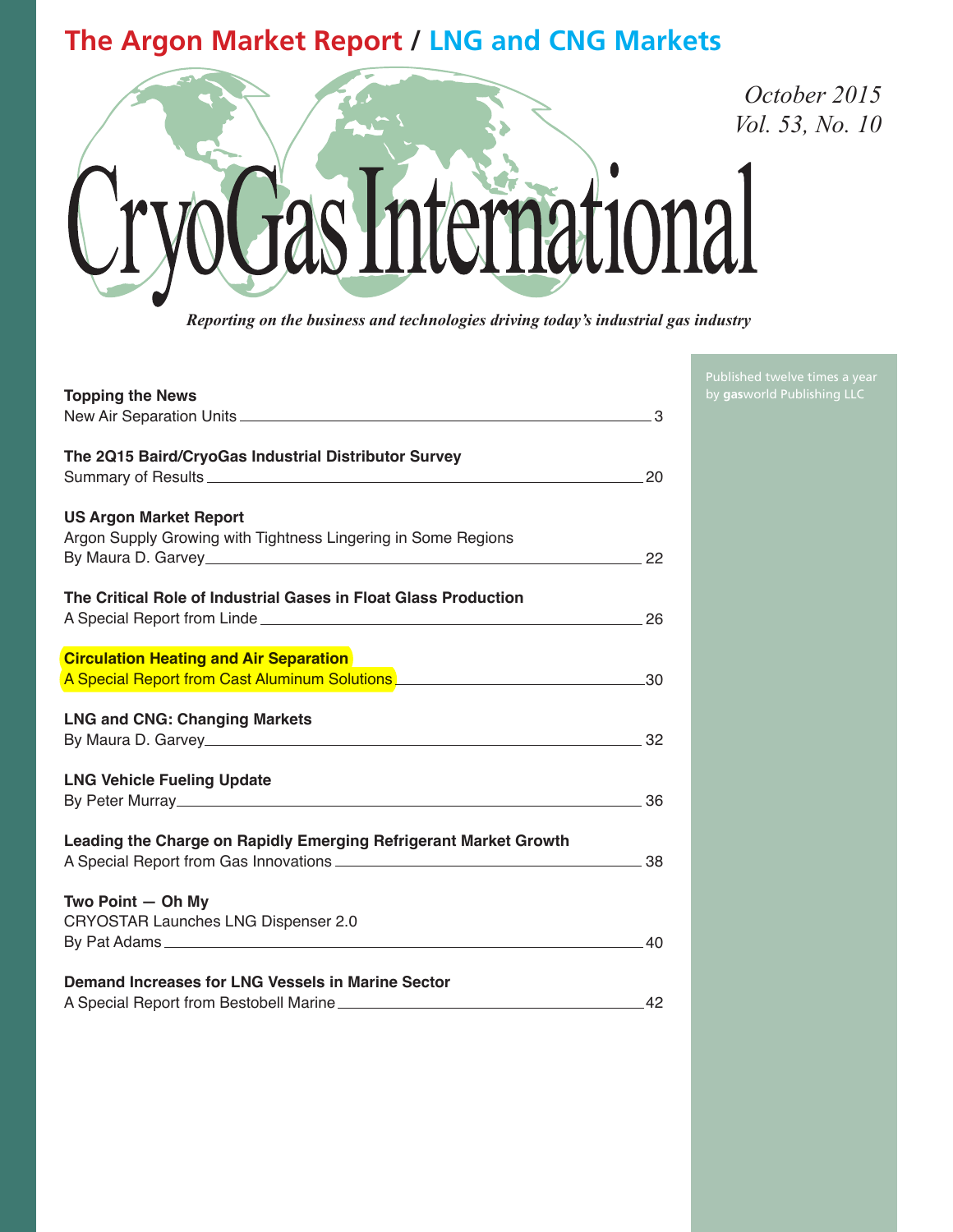**The Argon Market Report / LNG and CNG Markets**

*October 2015*
*Vol. 53, No. 10*

# CryoGas International

*Reporting on the business and technologies driving today's industrial gas industry*

Published twelve times a year by gasworld Publishing LLC

**Topping the News**
New Air Separation Units — 3

**The 2Q15 Baird/CryoGas Industrial Distributor Survey**
Summary of Results — 20

**US Argon Market Report**
Argon Supply Growing with Tightness Lingering in Some Regions
By Maura D. Garvey — 22

**The Critical Role of Industrial Gases in Float Glass Production**
A Special Report from Linde — 26

**Circulation Heating and Air Separation**
A Special Report from Cast Aluminum Solutions — 30

**LNG and CNG: Changing Markets**
By Maura D. Garvey — 32

**LNG Vehicle Fueling Update**
By Peter Murray — 36

**Leading the Charge on Rapidly Emerging Refrigerant Market Growth**
A Special Report from Gas Innovations — 38

**Two Point — Oh My**
CRYOSTAR Launches LNG Dispenser 2.0
By Pat Adams — 40

**Demand Increases for LNG Vessels in Marine Sector**
A Special Report from Bestobell Marine — 42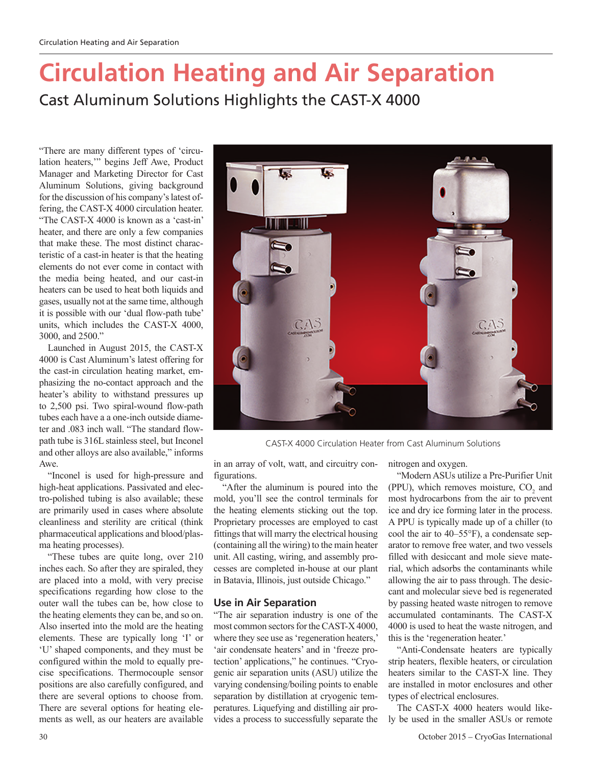# Circulation Heating and Air Separation

## Cast Aluminum Solutions Highlights the CAST-X 4000

"There are many different types of 'circulation heaters,'" begins Jeff Awe, Product Manager and Marketing Director for Cast Aluminum Solutions, giving background for the discussion of his company's latest offering, the CAST-X 4000 circulation heater. "The CAST-X 4000 is known as a 'cast-in' heater, and there are only a few companies that make these. The most distinct characteristic of a cast-in heater is that the heating elements do not ever come in contact with the media being heated, and our cast-in heaters can be used to heat both liquids and gases, usually not at the same time, although it is possible with our 'dual flow-path tube' units, which includes the CAST-X 4000, 3000, and 2500."

Launched in August 2015, the CAST-X 4000 is Cast Aluminum's latest offering for the cast-in circulation heating market, emphasizing the no-contact approach and the heater's ability to withstand pressures up to 2,500 psi. Two spiral-wound flow-path tubes each have a a one-inch outside diameter and .083 inch wall. "The standard flow-path tube is 316L stainless steel, but Inconel and other alloys are also available," informs Awe.

"Inconel is used for high-pressure and high-heat applications. Passivated and electro-polished tubing is also available; these are primarily used in cases where absolute cleanliness and sterility are critical (think pharmaceutical applications and blood/plasma heating processes).

"These tubes are quite long, over 210 inches each. So after they are spiraled, they are placed into a mold, with very precise specifications regarding how close to the outer wall the tubes can be, how close to the heating elements they can be, and so on. Also inserted into the mold are the heating elements. These are typically long 'I' or 'U' shaped components, and they must be configured within the mold to equally precise specifications. Thermocouple sensor positions are also carefully configured, and there are several options to choose from. There are several options for heating elements as well, as our heaters are available in an array of volt, watt, and circuitry configurations.

CAST-X 4000 Circulation Heater from Cast Aluminum Solutions

"After the aluminum is poured into the mold, you'll see the control terminals for the heating elements sticking out the top. Proprietary processes are employed to cast fittings that will marry the electrical housing (containing all the wiring) to the main heater unit. All casting, wiring, and assembly processes are completed in-house at our plant in Batavia, Illinois, just outside Chicago."

### Use in Air Separation

"The air separation industry is one of the most common sectors for the CAST-X 4000, where they see use as 'regeneration heaters,' 'air condensate heaters' and in 'freeze protection' applications," he continues. "Cryogenic air separation units (ASU) utilize the varying condensing/boiling points to enable separation by distillation at cryogenic temperatures. Liquefying and distilling air provides a process to successfully separate the nitrogen and oxygen.

"Modern ASUs utilize a Pre-Purifier Unit (PPU), which removes moisture, $CO_2$ and most hydrocarbons from the air to prevent ice and dry ice forming later in the process. A PPU is typically made up of a chiller (to cool the air to 40–55°F), a condensate separator to remove free water, and two vessels filled with desiccant and mole sieve material, which adsorbs the contaminants while allowing the air to pass through. The desiccant and molecular sieve bed is regenerated by passing heated waste nitrogen to remove accumulated contaminants. The CAST-X 4000 is used to heat the waste nitrogen, and this is the 'regeneration heater.'

"Anti-Condensate heaters are typically strip heaters, flexible heaters, or circulation heaters similar to the CAST-X line. They are installed in motor enclosures and other types of electrical enclosures.

The CAST-X 4000 heaters would likely be used in the smaller ASUs or remote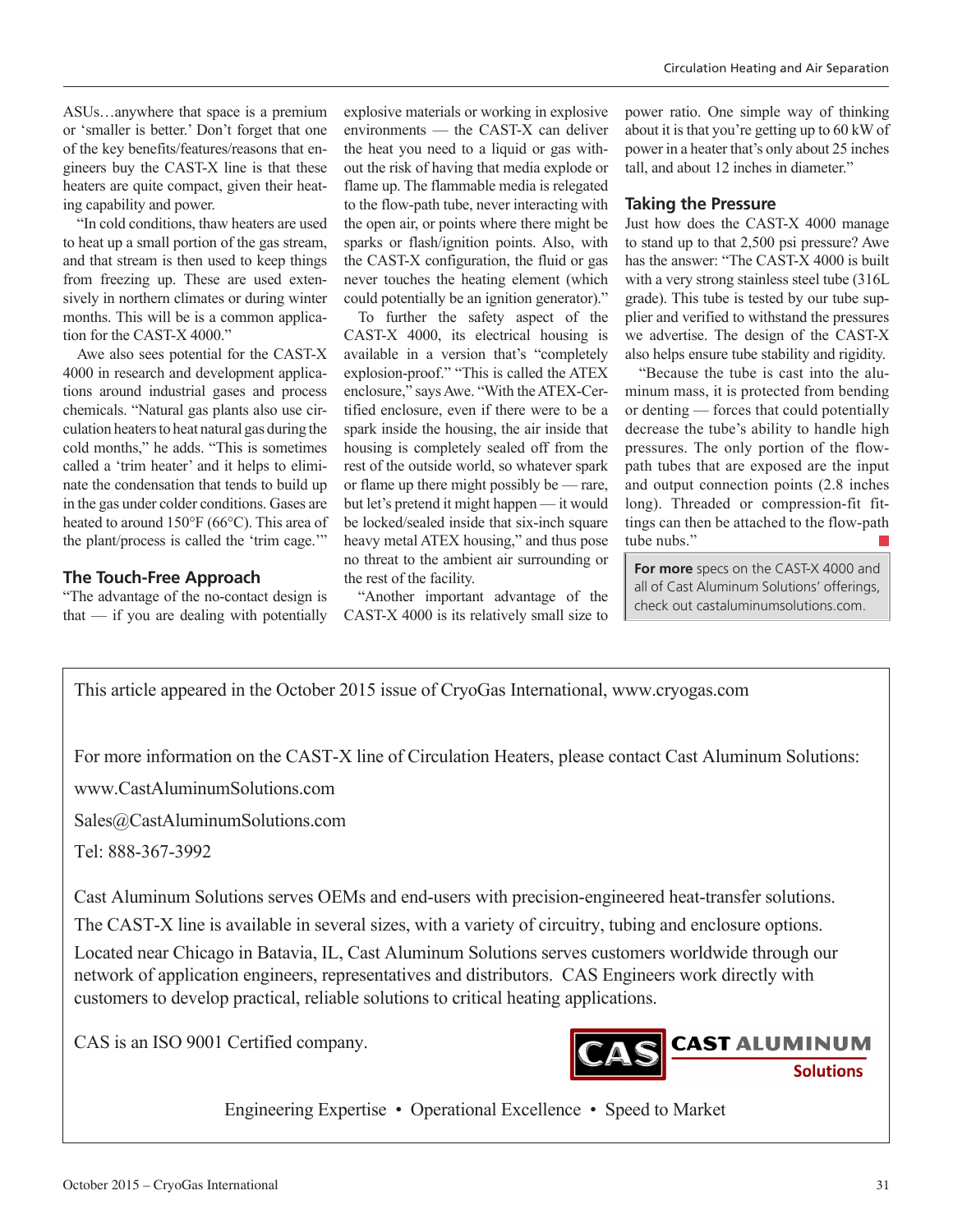ASUs…anywhere that space is a premium or 'smaller is better.' Don't forget that one of the key benefits/features/reasons that engineers buy the CAST-X line is that these heaters are quite compact, given their heating capability and power.

"In cold conditions, thaw heaters are used to heat up a small portion of the gas stream, and that stream is then used to keep things from freezing up. These are used extensively in northern climates or during winter months. This will be is a common application for the CAST-X 4000."

Awe also sees potential for the CAST-X 4000 in research and development applications around industrial gases and process chemicals. "Natural gas plants also use circulation heaters to heat natural gas during the cold months," he adds. "This is sometimes called a 'trim heater' and it helps to eliminate the condensation that tends to build up in the gas under colder conditions. Gases are heated to around 150°F (66°C). This area of the plant/process is called the 'trim cage.'"

### The Touch-Free Approach

"The advantage of the no-contact design is that — if you are dealing with potentially explosive materials or working in explosive environments — the CAST-X can deliver the heat you need to a liquid or gas without the risk of having that media explode or flame up. The flammable media is relegated to the flow-path tube, never interacting with the open air, or points where there might be sparks or flash/ignition points. Also, with the CAST-X configuration, the fluid or gas never touches the heating element (which could potentially be an ignition generator)."

To further the safety aspect of the CAST-X 4000, its electrical housing is available in a version that's "completely explosion-proof." "This is called the ATEX enclosure," says Awe. "With the ATEX-Certified enclosure, even if there were to be a spark inside the housing, the air inside that housing is completely sealed off from the rest of the outside world, so whatever spark or flame up there might possibly be — rare, but let's pretend it might happen — it would be locked/sealed inside that six-inch square heavy metal ATEX housing," and thus pose no threat to the ambient air surrounding or the rest of the facility.

"Another important advantage of the CAST-X 4000 is its relatively small size to power ratio. One simple way of thinking about it is that you're getting up to 60 kW of power in a heater that's only about 25 inches tall, and about 12 inches in diameter."

### Taking the Pressure

Just how does the CAST-X 4000 manage to stand up to that 2,500 psi pressure? Awe has the answer: "The CAST-X 4000 is built with a very strong stainless steel tube (316L grade). This tube is tested by our tube supplier and verified to withstand the pressures we advertise. The design of the CAST-X also helps ensure tube stability and rigidity.

"Because the tube is cast into the aluminum mass, it is protected from bending or denting — forces that could potentially decrease the tube's ability to handle high pressures. The only portion of the flow-path tubes that are exposed are the input and output connection points (2.8 inches long). Threaded or compression-fit fittings can then be attached to the flow-path tube nubs."

**For more** specs on the CAST-X 4000 and all of Cast Aluminum Solutions' offerings, check out castaluminumsolutions.com.

---

This article appeared in the October 2015 issue of CryoGas International, www.cryogas.com

For more information on the CAST-X line of Circulation Heaters, please contact Cast Aluminum Solutions:

www.CastAluminumSolutions.com

Sales@CastAluminumSolutions.com

Tel: 888-367-3992

Cast Aluminum Solutions serves OEMs and end-users with precision-engineered heat-transfer solutions. The CAST-X line is available in several sizes, with a variety of circuitry, tubing and enclosure options. Located near Chicago in Batavia, IL, Cast Aluminum Solutions serves customers worldwide through our network of application engineers, representatives and distributors. CAS Engineers work directly with customers to develop practical, reliable solutions to critical heating applications.

CAS is an ISO 9001 Certified company.

CAS CAST ALUMINUM Solutions

Engineering Expertise • Operational Excellence • Speed to Market